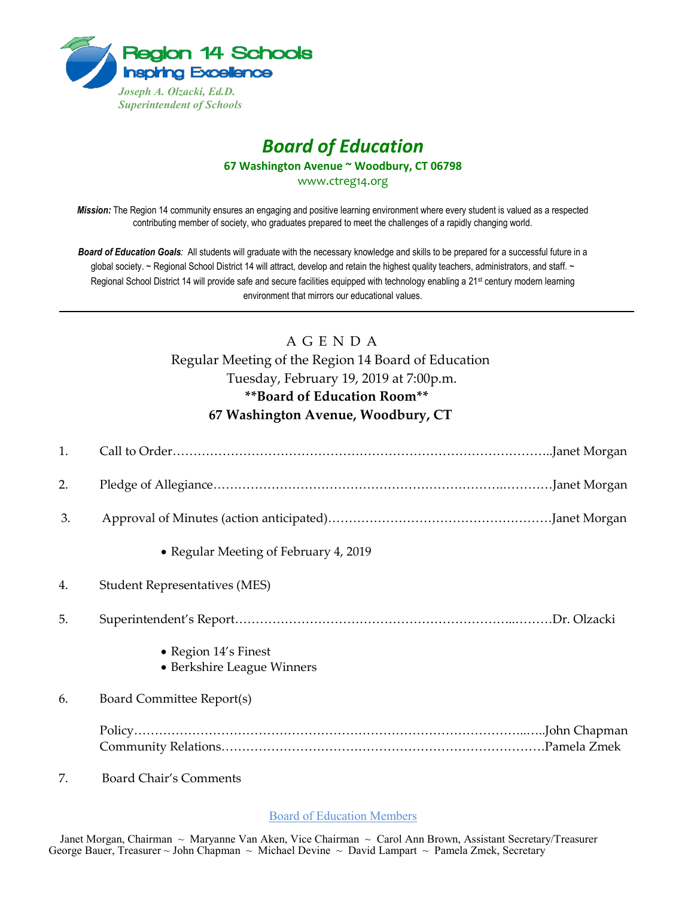Region 14 Schools
Inspiring Excellence

*Joseph A. Olzacki, Ed.D.*
*Superintendent of Schools*

# *Board of Education*

**67 Washington Avenue ~ Woodbury, CT 06798**

www.ctreg14.org

***Mission:*** The Region 14 community ensures an engaging and positive learning environment where every student is valued as a respected contributing member of society, who graduates prepared to meet the challenges of a rapidly changing world.

***Board of Education Goals:*** All students will graduate with the necessary knowledge and skills to be prepared for a successful future in a global society. ~ Regional School District 14 will attract, develop and retain the highest quality teachers, administrators, and staff. ~ Regional School District 14 will provide safe and secure facilities equipped with technology enabling a 21st century modern learning environment that mirrors our educational values.

---

## A G E N D A

Regular Meeting of the Region 14 Board of Education
Tuesday, February 19, 2019 at 7:00p.m.
**\*\*Board of Education Room\*\***
**67 Washington Avenue, Woodbury, CT**

1. Call to Order………………………………………………………………………………..Janet Morgan
2. Pledge of Allegiance…………………………………………………………..…………Janet Morgan
3. Approval of Minutes (action anticipated)………………………………………………Janet Morgan
    - Regular Meeting of February 4, 2019
4. Student Representatives (MES)
5. Superintendent's Report………………………………………………………..………Dr. Olzacki
    - Region 14's Finest
    - Berkshire League Winners
6. Board Committee Report(s)

    Policy………………………………………………………………………………...…..John Chapman
    Community Relations……………………………………………………………………Pamela Zmek

7. Board Chair's Comments

Board of Education Members

Janet Morgan, Chairman ~ Maryanne Van Aken, Vice Chairman ~ Carol Ann Brown, Assistant Secretary/Treasurer
George Bauer, Treasurer ~ John Chapman ~ Michael Devine ~ David Lampart ~ Pamela Zmek, Secretary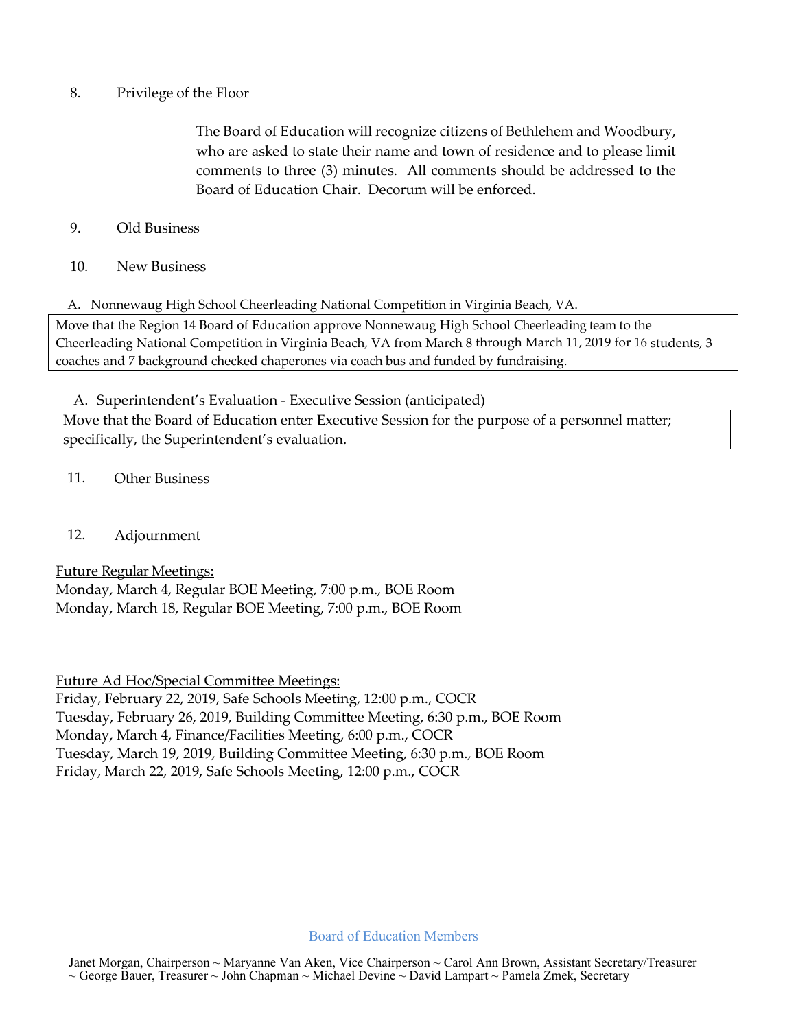8. Privilege of the Floor

The Board of Education will recognize citizens of Bethlehem and Woodbury, who are asked to state their name and town of residence and to please limit comments to three (3) minutes. All comments should be addressed to the Board of Education Chair. Decorum will be enforced.

9. Old Business

10. New Business

A. Nonnewaug High School Cheerleading National Competition in Virginia Beach, VA.

<u>Move</u> that the Region 14 Board of Education approve Nonnewaug High School Cheerleading team to the Cheerleading National Competition in Virginia Beach, VA from March 8 through March 11, 2019 for 16 students, 3 coaches and 7 background checked chaperones via coach bus and funded by fundraising.

A. Superintendent's Evaluation - Executive Session (anticipated)

<u>Move</u> that the Board of Education enter Executive Session for the purpose of a personnel matter; specifically, the Superintendent's evaluation.

11. Other Business

12. Adjournment

<u>Future Regular Meetings:</u>
Monday, March 4, Regular BOE Meeting, 7:00 p.m., BOE Room
Monday, March 18, Regular BOE Meeting, 7:00 p.m., BOE Room

<u>Future Ad Hoc/Special Committee Meetings:</u>
Friday, February 22, 2019, Safe Schools Meeting, 12:00 p.m., COCR
Tuesday, February 26, 2019, Building Committee Meeting, 6:30 p.m., BOE Room
Monday, March 4, Finance/Facilities Meeting, 6:00 p.m., COCR
Tuesday, March 19, 2019, Building Committee Meeting, 6:30 p.m., BOE Room
Friday, March 22, 2019, Safe Schools Meeting, 12:00 p.m., COCR

Board of Education Members

Janet Morgan, Chairperson ~ Maryanne Van Aken, Vice Chairperson ~ Carol Ann Brown, Assistant Secretary/Treasurer ~ George Bauer, Treasurer ~ John Chapman ~ Michael Devine ~ David Lampart ~ Pamela Zmek, Secretary